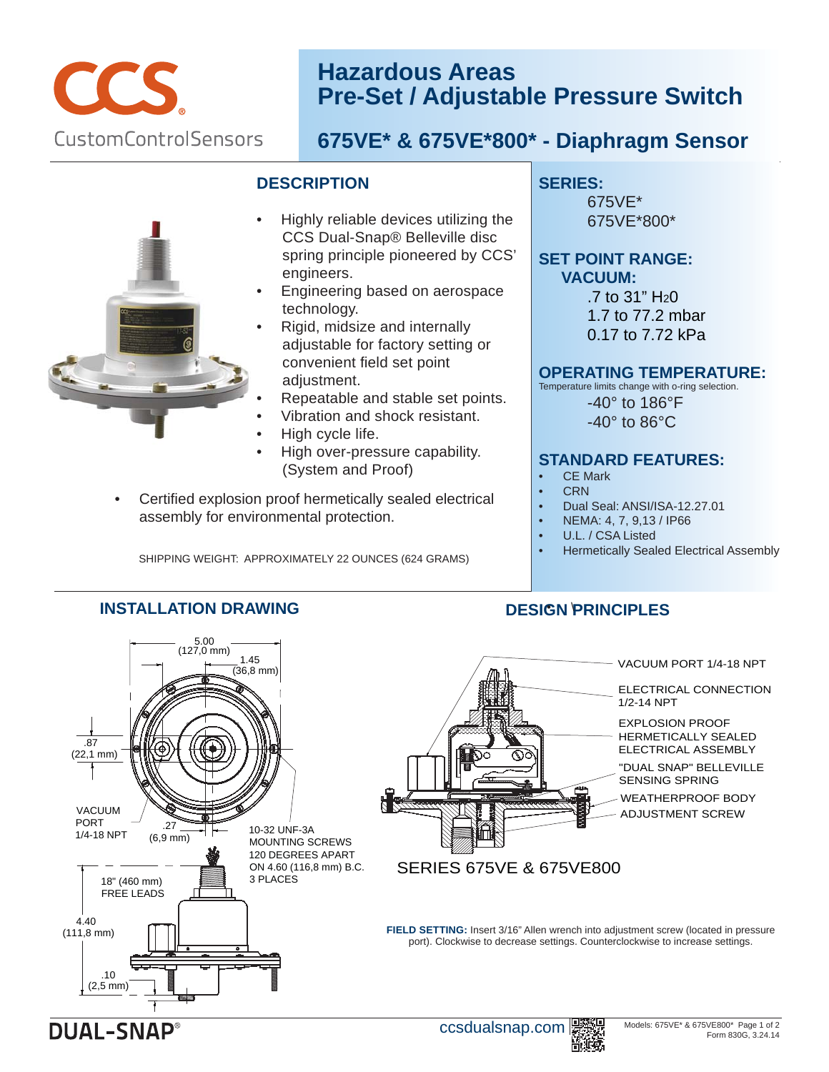# Hazardous Areas Pre-Set / Adjustable Pressure Switch

## 675VE* & 675VE*800* - Diaphragm Sensor

CCS CustomControlSensors

## DESCRIPTION

- Highly reliable devices utilizing the CCS Dual-Snap® Belleville disc spring principle pioneered by CCS' engineers.
- Engineering based on aerospace technology.
- Rigid, midsize and internally adjustable for factory setting or convenient field set point adjustment.
- Repeatable and stable set points.
- Vibration and shock resistant.
- High cycle life.
- High over-pressure capability. (System and Proof)
- Certified explosion proof hermetically sealed electrical assembly for environmental protection.

SHIPPING WEIGHT: APPROXIMATELY 22 OUNCES (624 GRAMS)

## SERIES:

675VE*
675VE*800*

## SET POINT RANGE:

### VACUUM:

.7 to 31" $H_2O$
1.7 to 77.2 mbar
0.17 to 7.72 kPa

## OPERATING TEMPERATURE:

Temperature limits change with o-ring selection.

-40° to 186°F
-40° to 86°C

## STANDARD FEATURES:

- CE Mark
- CRN
- Dual Seal: ANSI/ISA-12.27.01
- NEMA: 4, 7, 9,13 / IP66
- U.L. / CSA Listed
- Hermetically Sealed Electrical Assembly

## INSTALLATION DRAWING

5.00 (127,0 mm)
1.45 (36,8 mm)
.87 (22,1 mm)
VACUUM PORT 1/4-18 NPT
.27 (6,9 mm)
10-32 UNF-3A MOUNTING SCREWS 120 DEGREES APART ON 4.60 (116,8 mm) B.C. 3 PLACES
18" (460 mm) FREE LEADS
4.40 (111,8 mm)
.10 (2,5 mm)

## DESIGN PRINCIPLES

VACUUM PORT 1/4-18 NPT
ELECTRICAL CONNECTION 1/2-14 NPT
EXPLOSION PROOF HERMETICALLY SEALED ELECTRICAL ASSEMBLY
"DUAL SNAP" BELLEVILLE SENSING SPRING
WEATHERPROOF BODY
ADJUSTMENT SCREW

SERIES 675VE & 675VE800

**FIELD SETTING:** Insert 3/16" Allen wrench into adjustment screw (located in pressure port). Clockwise to decrease settings. Counterclockwise to increase settings.

DUAL-SNAP®

ccsdualsnap.com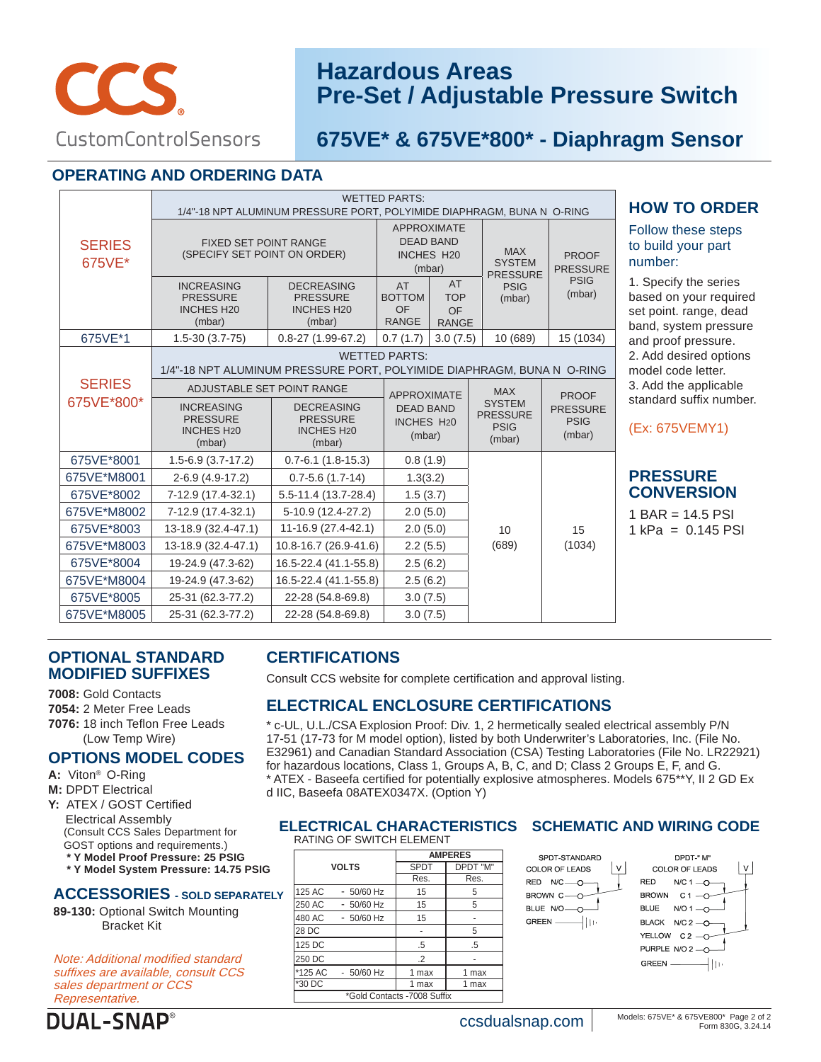# Hazardous Areas
# Pre-Set / Adjustable Pressure Switch

## 675VE* & 675VE*800* - Diaphragm Sensor

CCS CustomControlSensors

## OPERATING AND ORDERING DATA

| SERIES 675VE* | WETTED PARTS: 1/4"-18 NPT ALUMINUM PRESSURE PORT, POLYIMIDE DIAPHRAGM, BUNA N O-RING | | | | | |
|---|---|---|---|---|---|---|
| | FIXED SET POINT RANGE (SPECIFY SET POINT ON ORDER) | | APPROXIMATE DEAD BAND INCHES H20 (mbar) | | MAX SYSTEM PRESSURE PSIG (mbar) | PROOF PRESSURE PSIG (mbar) |
| | INCREASING PRESSURE INCHES H20 (mbar) | DECREASING PRESSURE INCHES H20 (mbar) | AT BOTTOM OF RANGE | AT TOP OF RANGE | | |
| 675VE*1 | 1.5-30 (3.7-75) | 0.8-27 (1.99-67.2) | 0.7 (1.7) | 3.0 (7.5) | 10 (689) | 15 (1034) |

| SERIES 675VE*800* | WETTED PARTS: 1/4"-18 NPT ALUMINUM PRESSURE PORT, POLYIMIDE DIAPHRAGM, BUNA N O-RING | | | | |
|---|---|---|---|---|---|
| | ADJUSTABLE SET POINT RANGE | | APPROXIMATE DEAD BAND INCHES H20 (mbar) | MAX SYSTEM PRESSURE PSIG (mbar) | PROOF PRESSURE PSIG (mbar) |
| | INCREASING PRESSURE INCHES H20 (mbar) | DECREASING PRESSURE INCHES H20 (mbar) | | | |
| 675VE*8001 | 1.5-6.9 (3.7-17.2) | 0.7-6.1 (1.8-15.3) | 0.8 (1.9) | 10 (689) | 15 (1034) |
| 675VE*M8001 | 2-6.9 (4.9-17.2) | 0.7-5.6 (1.7-14) | 1.3(3.2) | | |
| 675VE*8002 | 7-12.9 (17.4-32.1) | 5.5-11.4 (13.7-28.4) | 1.5 (3.7) | | |
| 675VE*M8002 | 7-12.9 (17.4-32.1) | 5-10.9 (12.4-27.2) | 2.0 (5.0) | | |
| 675VE*8003 | 13-18.9 (32.4-47.1) | 11-16.9 (27.4-42.1) | 2.0 (5.0) | | |
| 675VE*M8003 | 13-18.9 (32.4-47.1) | 10.8-16.7 (26.9-41.6) | 2.2 (5.5) | | |
| 675VE*8004 | 19-24.9 (47.3-62) | 16.5-22.4 (41.1-55.8) | 2.5 (6.2) | | |
| 675VE*M8004 | 19-24.9 (47.3-62) | 16.5-22.4 (41.1-55.8) | 2.5 (6.2) | | |
| 675VE*8005 | 25-31 (62.3-77.2) | 22-28 (54.8-69.8) | 3.0 (7.5) | | |
| 675VE*M8005 | 25-31 (62.3-77.2) | 22-28 (54.8-69.8) | 3.0 (7.5) | | |

## HOW TO ORDER

Follow these steps to build your part number:

1. Specify the series based on your required set point range, dead band, system pressure and proof pressure.
2. Add desired options model code letter.
3. Add the applicable standard suffix number.

(Ex: 675VEMY1)

## PRESSURE CONVERSION

1 BAR = 14.5 PSI
1 kPa = 0.145 PSI

## OPTIONAL STANDARD MODIFIED SUFFIXES

**7008:** Gold Contacts
**7054:** 2 Meter Free Leads
**7076:** 18 inch Teflon Free Leads (Low Temp Wire)

## OPTIONS MODEL CODES

**A:** Viton® O-Ring
**M:** DPDT Electrical
**Y:** ATEX / GOST Certified Electrical Assembly
(Consult CCS Sales Department for GOST options and requirements.)
**\* Y Model Proof Pressure: 25 PSIG**
**\* Y Model System Pressure: 14.75 PSIG**

## ACCESSORIES - SOLD SEPARATELY

**89-130:** Optional Switch Mounting Bracket Kit

*Note: Additional modified standard suffixes are available, consult CCS sales department or CCS Representative.*

## CERTIFICATIONS

Consult CCS website for complete certification and approval listing.

## ELECTRICAL ENCLOSURE CERTIFICATIONS

* c-UL, U.L./CSA Explosion Proof: Div. 1, 2 hermetically sealed electrical assembly P/N 17-51 (17-73 for M model option), listed by both Underwriter's Laboratories, Inc. (File No. E32961) and Canadian Standard Association (CSA) Testing Laboratories (File No. LR22921) for hazardous locations, Class 1, Groups A, B, C, and D; Class 2 Groups E, F, and G.
* ATEX - Baseefa certified for potentially explosive atmospheres. Models 675**Y, II 2 GD Ex d IIC, Baseefa 08ATEX0347X. (Option Y)

## ELECTRICAL CHARACTERISTICS

RATING OF SWITCH ELEMENT

| VOLTS | | AMPERES | |
|---|---|---|---|
| | | SPDT | DPDT "M" |
| | | Res. | Res. |
| 125 AC | - 50/60 Hz | 15 | 5 |
| 250 AC | - 50/60 Hz | 15 | 5 |
| 480 AC | - 50/60 Hz | 15 | - |
| 28 DC | | - | 5 |
| 125 DC | | .5 | .5 |
| 250 DC | | .2 | - |
| *125 AC | - 50/60 Hz | 1 max | 1 max |
| *30 DC | | 1 max | 1 max |

*Gold Contacts -7008 Suffix

## SCHEMATIC AND WIRING CODE

SPDT-STANDARD
COLOR OF LEADS
RED N/C
BROWN C
BLUE N/O
GREEN
V

DPDT-" M"
COLOR OF LEADS
RED N/C 1
BROWN C 1
BLUE N/O 1
BLACK N/C 2
YELLOW C 2
PURPLE N/O 2
GREEN
V

DUAL-SNAP®

ccsdualsnap.com

Models: 675VE* & 675VE800* Page 2 of 2
Form 830G, 3.24.14